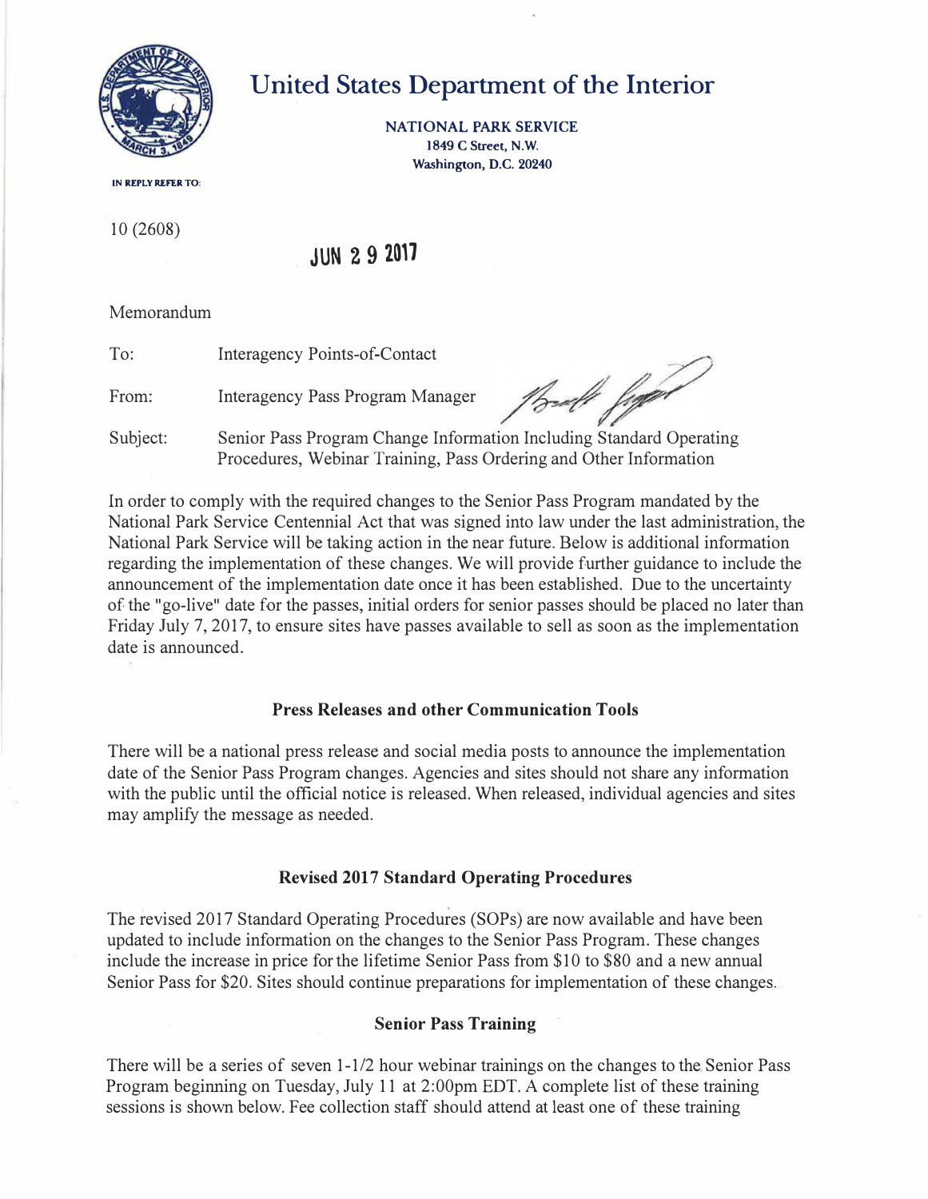# United States Department of the Interior

**NATIONAL PARK SERVICE**
**1849 C Street, N.W.**
**Washington, D.C. 20240**

**IN REPLY REFER TO:**

10 (2608)

**JUN 2 9 2017**

Memorandum

To: Interagency Points-of-Contact

From: Interagency Pass Program Manager

Subject: Senior Pass Program Change Information Including Standard Operating Procedures, Webinar Training, Pass Ordering and Other Information

In order to comply with the required changes to the Senior Pass Program mandated by the National Park Service Centennial Act that was signed into law under the last administration, the National Park Service will be taking action in the near future. Below is additional information regarding the implementation of these changes. We will provide further guidance to include the announcement of the implementation date once it has been established. Due to the uncertainty of the "go-live" date for the passes, initial orders for senior passes should be placed no later than Friday July 7, 2017, to ensure sites have passes available to sell as soon as the implementation date is announced.

### Press Releases and other Communication Tools

There will be a national press release and social media posts to announce the implementation date of the Senior Pass Program changes. Agencies and sites should not share any information with the public until the official notice is released. When released, individual agencies and sites may amplify the message as needed.

### Revised 2017 Standard Operating Procedures

The revised 2017 Standard Operating Procedures (SOPs) are now available and have been updated to include information on the changes to the Senior Pass Program. These changes include the increase in price for the lifetime Senior Pass from $10 to $80 and a new annual Senior Pass for $20. Sites should continue preparations for implementation of these changes.

### Senior Pass Training

There will be a series of seven 1-1/2 hour webinar trainings on the changes to the Senior Pass Program beginning on Tuesday, July 11 at 2:00pm EDT. A complete list of these training sessions is shown below. Fee collection staff should attend at least one of these training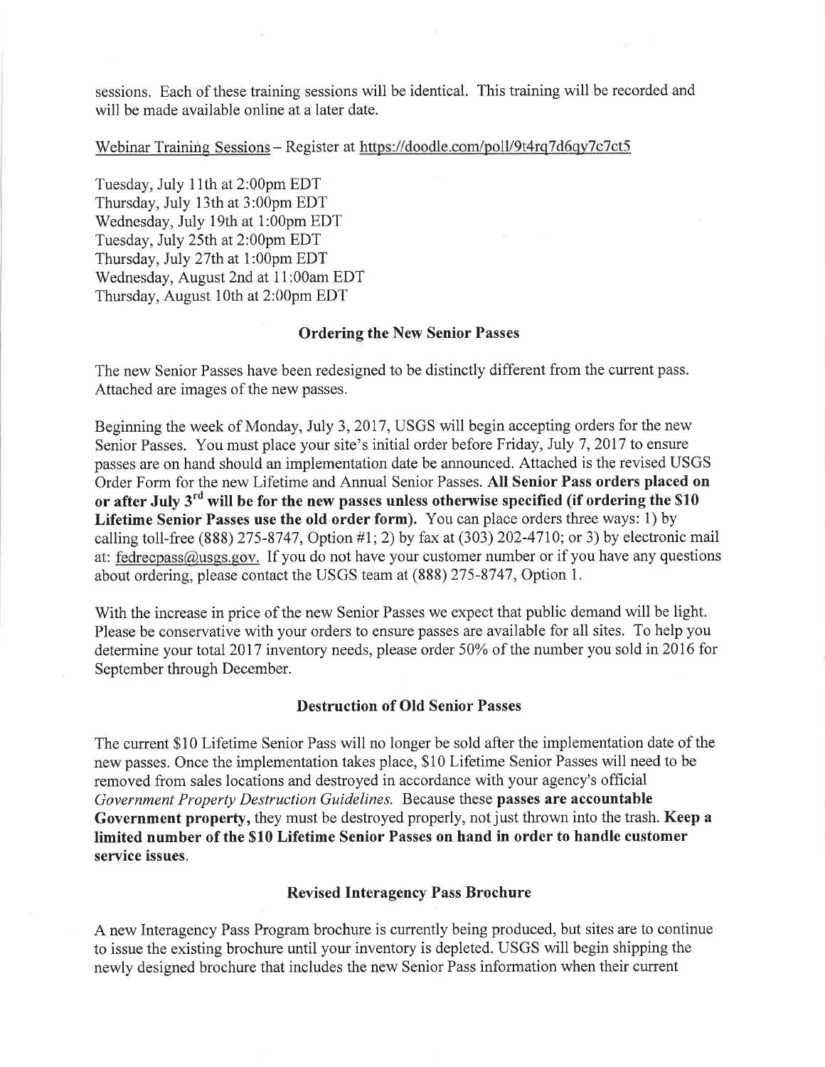sessions. Each of these training sessions will be identical. This training will be recorded and will be made available online at a later date.

Webinar Training Sessions – Register at https://doodle.com/poll/9t4rq7d6qy7c7ct5

Tuesday, July 11th at 2:00pm EDT
Thursday, July 13th at 3:00pm EDT
Wednesday, July 19th at 1:00pm EDT
Tuesday, July 25th at 2:00pm EDT
Thursday, July 27th at 1:00pm EDT
Wednesday, August 2nd at 11:00am EDT
Thursday, August 10th at 2:00pm EDT

## Ordering the New Senior Passes

The new Senior Passes have been redesigned to be distinctly different from the current pass. Attached are images of the new passes.

Beginning the week of Monday, July 3, 2017, USGS will begin accepting orders for the new Senior Passes. You must place your site's initial order before Friday, July 7, 2017 to ensure passes are on hand should an implementation date be announced. Attached is the revised USGS Order Form for the new Lifetime and Annual Senior Passes. **All Senior Pass orders placed on or after July 3rd will be for the new passes unless otherwise specified (if ordering the $10 Lifetime Senior Passes use the old order form).** You can place orders three ways: 1) by calling toll-free (888) 275-8747, Option #1; 2) by fax at (303) 202-4710; or 3) by electronic mail at: fedrecpass@usgs.gov. If you do not have your customer number or if you have any questions about ordering, please contact the USGS team at (888) 275-8747, Option 1.

With the increase in price of the new Senior Passes we expect that public demand will be light. Please be conservative with your orders to ensure passes are available for all sites. To help you determine your total 2017 inventory needs, please order 50% of the number you sold in 2016 for September through December.

## Destruction of Old Senior Passes

The current $10 Lifetime Senior Pass will no longer be sold after the implementation date of the new passes. Once the implementation takes place, $10 Lifetime Senior Passes will need to be removed from sales locations and destroyed in accordance with your agency's official *Government Property Destruction Guidelines*. Because these **passes are accountable Government property**, they must be destroyed properly, not just thrown into the trash. **Keep a limited number of the $10 Lifetime Senior Passes on hand in order to handle customer service issues.**

## Revised Interagency Pass Brochure

A new Interagency Pass Program brochure is currently being produced, but sites are to continue to issue the existing brochure until your inventory is depleted. USGS will begin shipping the newly designed brochure that includes the new Senior Pass information when their current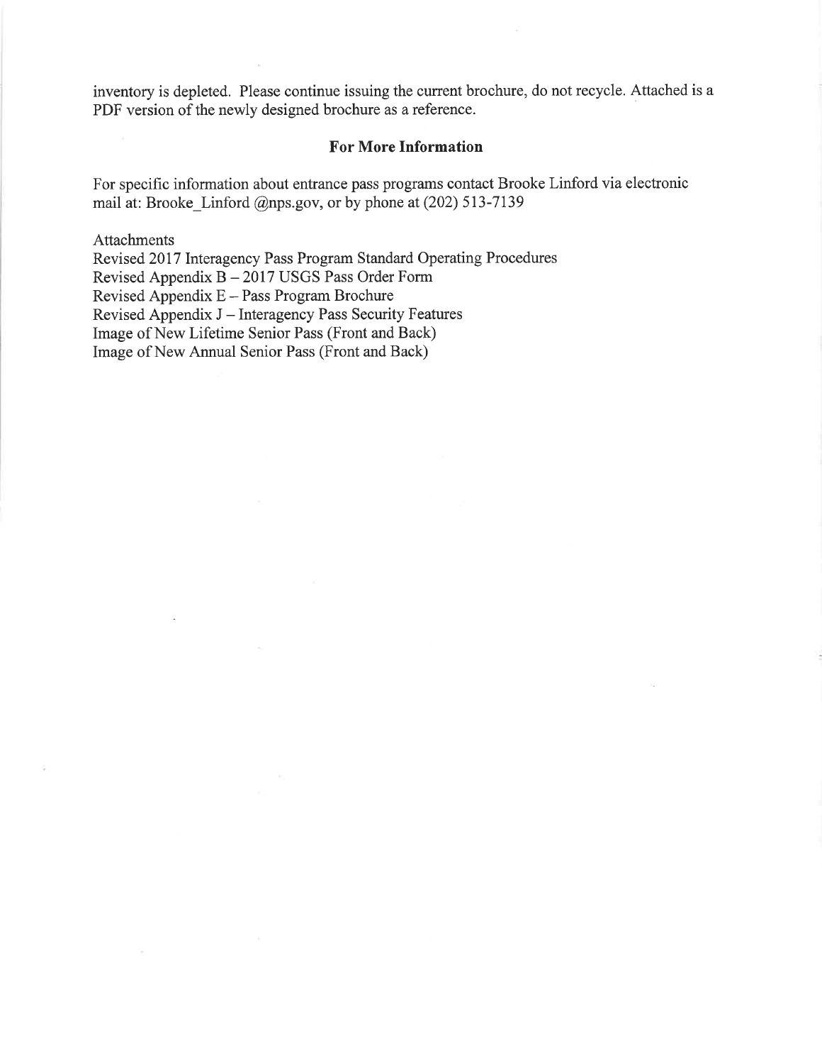inventory is depleted. Please continue issuing the current brochure, do not recycle. Attached is a PDF version of the newly designed brochure as a reference.

## For More Information

For specific information about entrance pass programs contact Brooke Linford via electronic mail at: Brooke_Linford @nps.gov, or by phone at (202) 513-7139

Attachments
Revised 2017 Interagency Pass Program Standard Operating Procedures
Revised Appendix B – 2017 USGS Pass Order Form
Revised Appendix E – Pass Program Brochure
Revised Appendix J – Interagency Pass Security Features
Image of New Lifetime Senior Pass (Front and Back)
Image of New Annual Senior Pass (Front and Back)